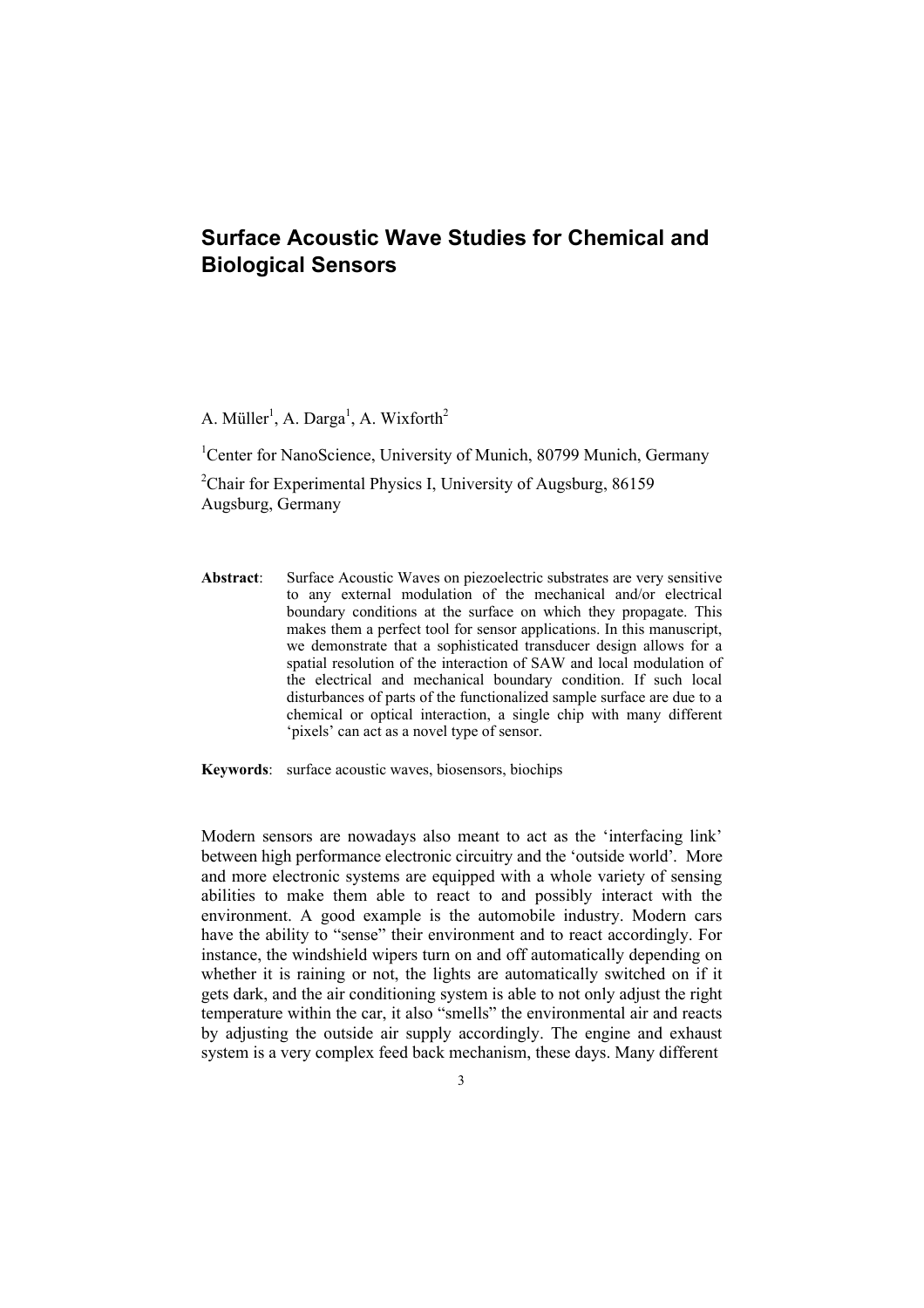# Surface Acoustic Wave Studies for Chemical and Biological Sensors

A. Müller[1], A. Darga[1], A. Wixforth[2]

[1]Center for NanoScience, University of Munich, 80799 Munich, Germany

[2]Chair for Experimental Physics I, University of Augsburg, 86159 Augsburg, Germany

**Abstract**: Surface Acoustic Waves on piezoelectric substrates are very sensitive to any external modulation of the mechanical and/or electrical boundary conditions at the surface on which they propagate. This makes them a perfect tool for sensor applications. In this manuscript, we demonstrate that a sophisticated transducer design allows for a spatial resolution of the interaction of SAW and local modulation of the electrical and mechanical boundary condition. If such local disturbances of parts of the functionalized sample surface are due to a chemical or optical interaction, a single chip with many different 'pixels' can act as a novel type of sensor.

**Keywords**: surface acoustic waves, biosensors, biochips

Modern sensors are nowadays also meant to act as the 'interfacing link' between high performance electronic circuitry and the 'outside world'. More and more electronic systems are equipped with a whole variety of sensing abilities to make them able to react to and possibly interact with the environment. A good example is the automobile industry. Modern cars have the ability to "sense" their environment and to react accordingly. For instance, the windshield wipers turn on and off automatically depending on whether it is raining or not, the lights are automatically switched on if it gets dark, and the air conditioning system is able to not only adjust the right temperature within the car, it also "smells" the environmental air and reacts by adjusting the outside air supply accordingly. The engine and exhaust system is a very complex feed back mechanism, these days. Many different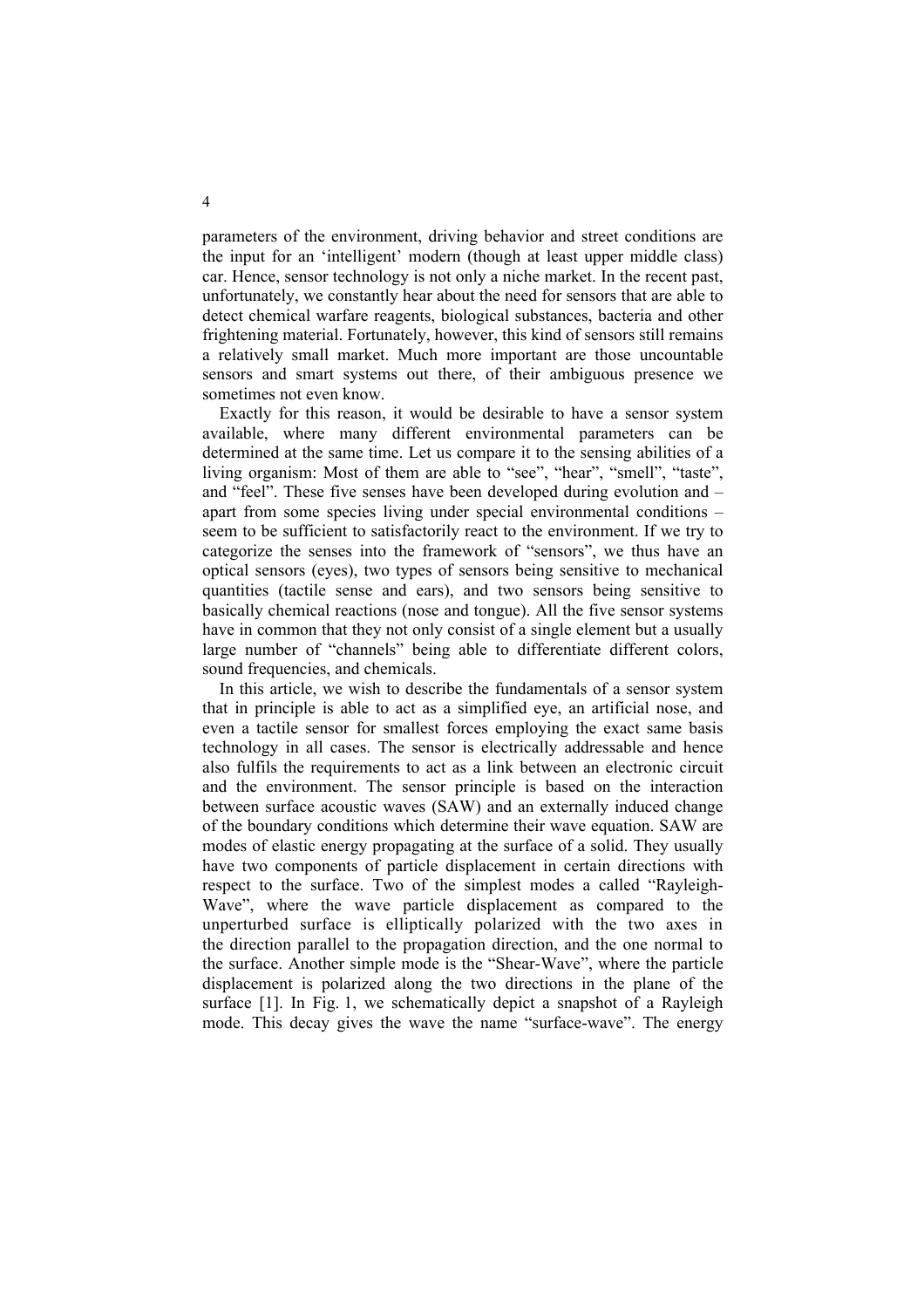parameters of the environment, driving behavior and street conditions are the input for an 'intelligent' modern (though at least upper middle class) car. Hence, sensor technology is not only a niche market. In the recent past, unfortunately, we constantly hear about the need for sensors that are able to detect chemical warfare reagents, biological substances, bacteria and other frightening material. Fortunately, however, this kind of sensors still remains a relatively small market. Much more important are those uncountable sensors and smart systems out there, of their ambiguous presence we sometimes not even know.

Exactly for this reason, it would be desirable to have a sensor system available, where many different environmental parameters can be determined at the same time. Let us compare it to the sensing abilities of a living organism: Most of them are able to "see", "hear", "smell", "taste", and "feel". These five senses have been developed during evolution and – apart from some species living under special environmental conditions – seem to be sufficient to satisfactorily react to the environment. If we try to categorize the senses into the framework of "sensors", we thus have an optical sensors (eyes), two types of sensors being sensitive to mechanical quantities (tactile sense and ears), and two sensors being sensitive to basically chemical reactions (nose and tongue). All the five sensor systems have in common that they not only consist of a single element but a usually large number of "channels" being able to differentiate different colors, sound frequencies, and chemicals.

In this article, we wish to describe the fundamentals of a sensor system that in principle is able to act as a simplified eye, an artificial nose, and even a tactile sensor for smallest forces employing the exact same basis technology in all cases. The sensor is electrically addressable and hence also fulfils the requirements to act as a link between an electronic circuit and the environment. The sensor principle is based on the interaction between surface acoustic waves (SAW) and an externally induced change of the boundary conditions which determine their wave equation. SAW are modes of elastic energy propagating at the surface of a solid. They usually have two components of particle displacement in certain directions with respect to the surface. Two of the simplest modes a called "Rayleigh-Wave", where the wave particle displacement as compared to the unperturbed surface is elliptically polarized with the two axes in the direction parallel to the propagation direction, and the one normal to the surface. Another simple mode is the "Shear-Wave", where the particle displacement is polarized along the two directions in the plane of the surface [1]. In Fig. 1, we schematically depict a snapshot of a Rayleigh mode. This decay gives the wave the name "surface-wave". The energy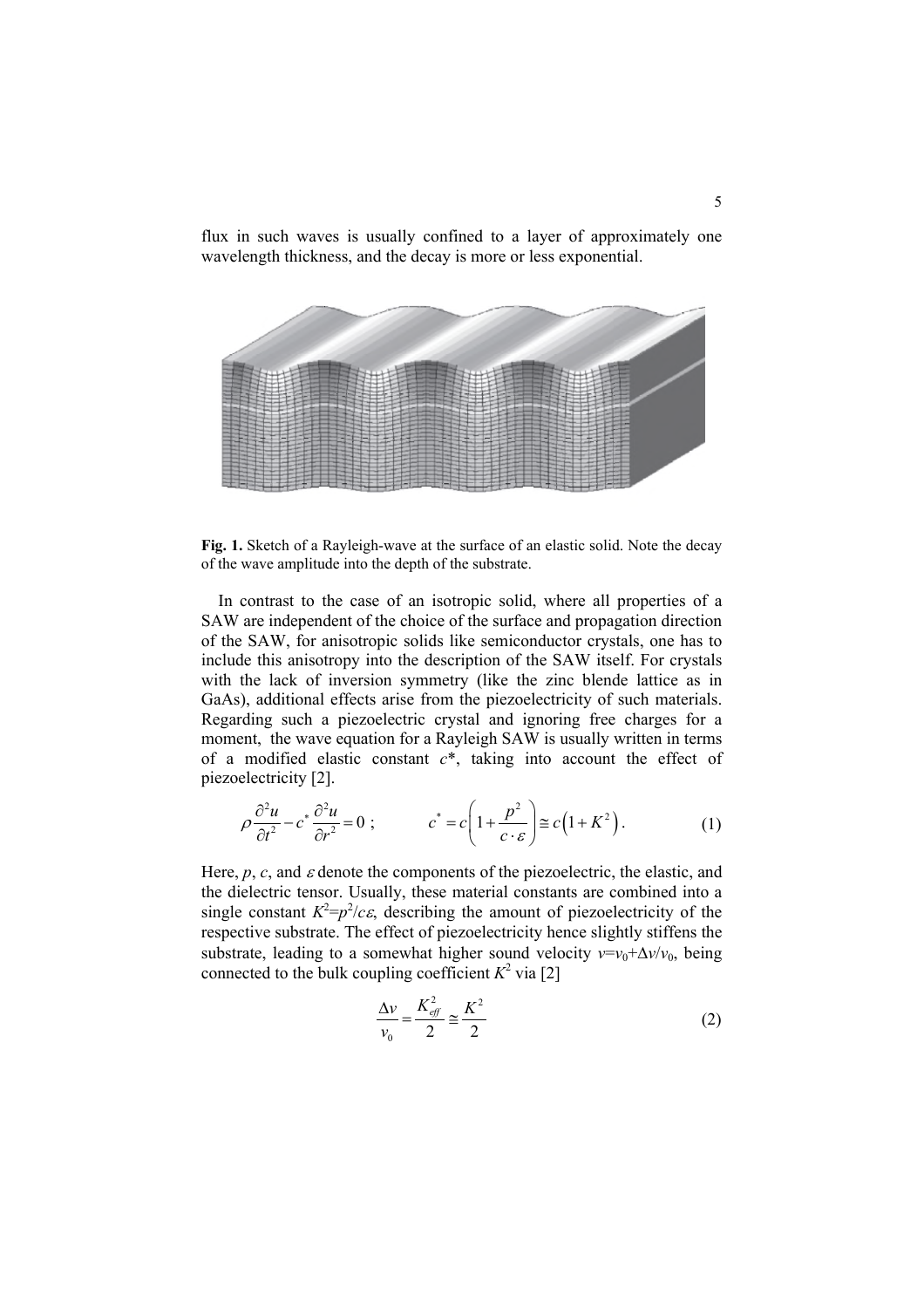flux in such waves is usually confined to a layer of approximately one wavelength thickness, and the decay is more or less exponential.

**Fig. 1.** Sketch of a Rayleigh-wave at the surface of an elastic solid. Note the decay of the wave amplitude into the depth of the substrate.

In contrast to the case of an isotropic solid, where all properties of a SAW are independent of the choice of the surface and propagation direction of the SAW, for anisotropic solids like semiconductor crystals, one has to include this anisotropy into the description of the SAW itself. For crystals with the lack of inversion symmetry (like the zinc blende lattice as in GaAs), additional effects arise from the piezoelectricity of such materials. Regarding such a piezoelectric crystal and ignoring free charges for a moment, the wave equation for a Rayleigh SAW is usually written in terms of a modified elastic constant $c^*$, taking into account the effect of piezoelectricity [2].

$$\rho \frac{\partial^2 u}{\partial t^2} - c^* \frac{\partial^2 u}{\partial r^2} = 0 \; ; \qquad c^* = c\left(1 + \frac{p^2}{c \cdot \varepsilon}\right) \cong c\left(1 + K^2\right). \tag{1}$$

Here, $p$, $c$, and $\varepsilon$ denote the components of the piezoelectric, the elastic, and the dielectric tensor. Usually, these material constants are combined into a single constant $K^2 = p^2/c\varepsilon$, describing the amount of piezoelectricity of the respective substrate. The effect of piezoelectricity hence slightly stiffens the substrate, leading to a somewhat higher sound velocity $v = v_0 + \Delta v / v_0$, being connected to the bulk coupling coefficient $K^2$ via [2]

$$\frac{\Delta v}{v_0} = \frac{K_{eff}^2}{2} \cong \frac{K^2}{2} \tag{2}$$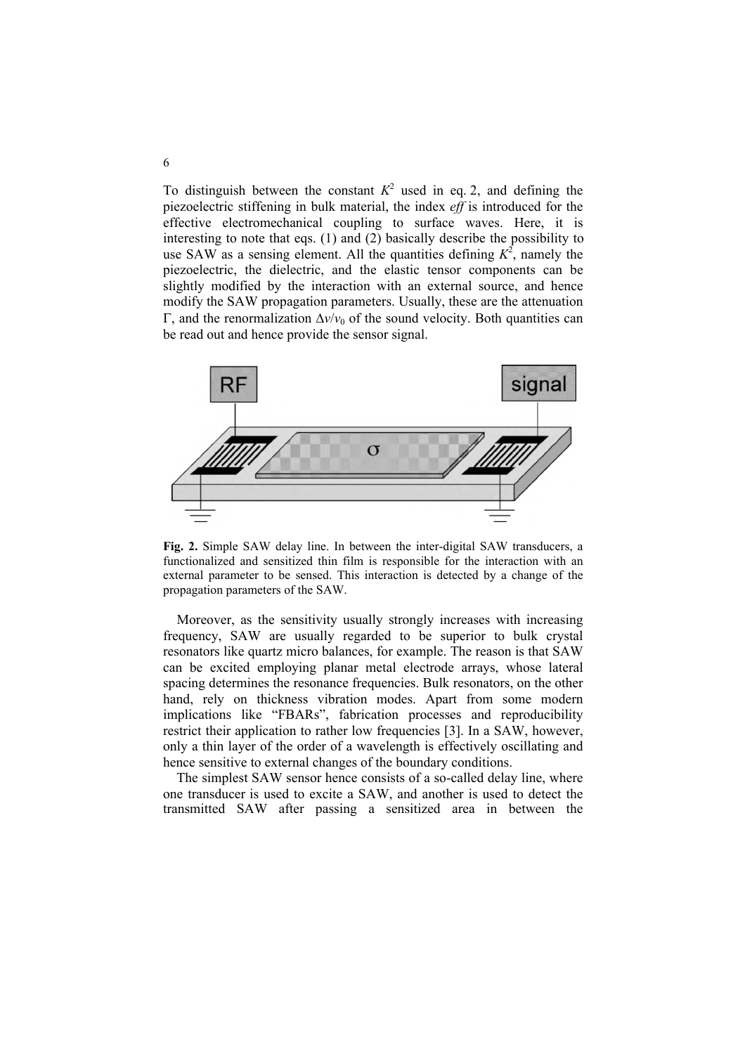To distinguish between the constant $K^2$ used in eq. 2, and defining the piezoelectric stiffening in bulk material, the index *eff* is introduced for the effective electromechanical coupling to surface waves. Here, it is interesting to note that eqs. (1) and (2) basically describe the possibility to use SAW as a sensing element. All the quantities defining $K^2$, namely the piezoelectric, the dielectric, and the elastic tensor components can be slightly modified by the interaction with an external source, and hence modify the SAW propagation parameters. Usually, these are the attenuation $\Gamma$, and the renormalization $\Delta v/v_0$ of the sound velocity. Both quantities can be read out and hence provide the sensor signal.

**Fig. 2.** Simple SAW delay line. In between the inter-digital SAW transducers, a functionalized and sensitized thin film is responsible for the interaction with an external parameter to be sensed. This interaction is detected by a change of the propagation parameters of the SAW.

Moreover, as the sensitivity usually strongly increases with increasing frequency, SAW are usually regarded to be superior to bulk crystal resonators like quartz micro balances, for example. The reason is that SAW can be excited employing planar metal electrode arrays, whose lateral spacing determines the resonance frequencies. Bulk resonators, on the other hand, rely on thickness vibration modes. Apart from some modern implications like "FBARs", fabrication processes and reproducibility restrict their application to rather low frequencies [3]. In a SAW, however, only a thin layer of the order of a wavelength is effectively oscillating and hence sensitive to external changes of the boundary conditions.

The simplest SAW sensor hence consists of a so-called delay line, where one transducer is used to excite a SAW, and another is used to detect the transmitted SAW after passing a sensitized area in between the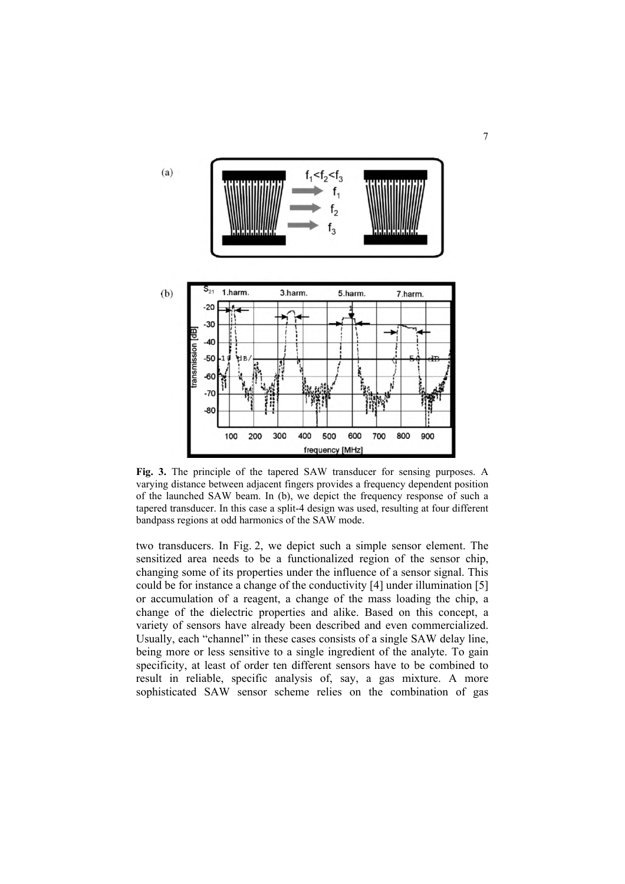**Fig. 3.** The principle of the tapered SAW transducer for sensing purposes. A varying distance between adjacent fingers provides a frequency dependent position of the launched SAW beam. In (b), we depict the frequency response of such a tapered transducer. In this case a split-4 design was used, resulting at four different bandpass regions at odd harmonics of the SAW mode.

two transducers. In Fig. 2, we depict such a simple sensor element. The sensitized area needs to be a functionalized region of the sensor chip, changing some of its properties under the influence of a sensor signal. This could be for instance a change of the conductivity [4] under illumination [5] or accumulation of a reagent, a change of the mass loading the chip, a change of the dielectric properties and alike. Based on this concept, a variety of sensors have already been described and even commercialized. Usually, each "channel" in these cases consists of a single SAW delay line, being more or less sensitive to a single ingredient of the analyte. To gain specificity, at least of order ten different sensors have to be combined to result in reliable, specific analysis of, say, a gas mixture. A more sophisticated SAW sensor scheme relies on the combination of gas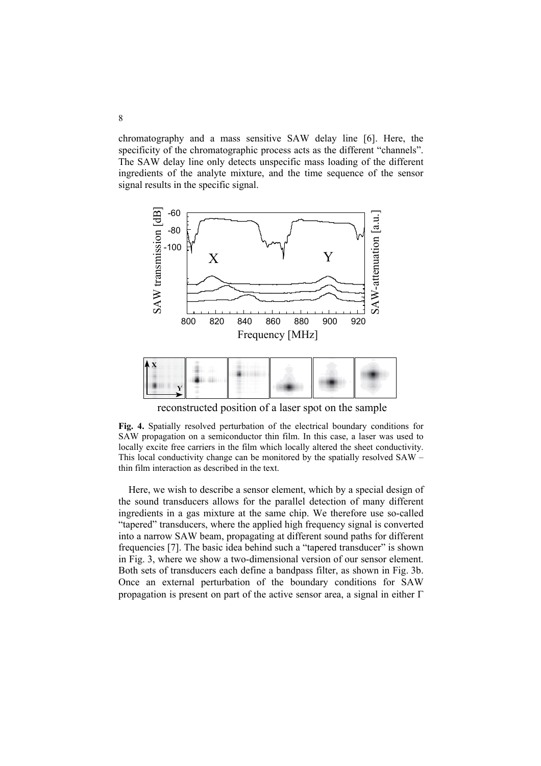chromatography and a mass sensitive SAW delay line [6]. Here, the specificity of the chromatographic process acts as the different "channels". The SAW delay line only detects unspecific mass loading of the different ingredients of the analyte mixture, and the time sequence of the sensor signal results in the specific signal.

**Fig. 4.** Spatially resolved perturbation of the electrical boundary conditions for SAW propagation on a semiconductor thin film. In this case, a laser was used to locally excite free carriers in the film which locally altered the sheet conductivity. This local conductivity change can be monitored by the spatially resolved SAW – thin film interaction as described in the text.

Here, we wish to describe a sensor element, which by a special design of the sound transducers allows for the parallel detection of many different ingredients in a gas mixture at the same chip. We therefore use so-called "tapered" transducers, where the applied high frequency signal is converted into a narrow SAW beam, propagating at different sound paths for different frequencies [7]. The basic idea behind such a "tapered transducer" is shown in Fig. 3, where we show a two-dimensional version of our sensor element. Both sets of transducers each define a bandpass filter, as shown in Fig. 3b. Once an external perturbation of the boundary conditions for SAW propagation is present on part of the active sensor area, a signal in either Γ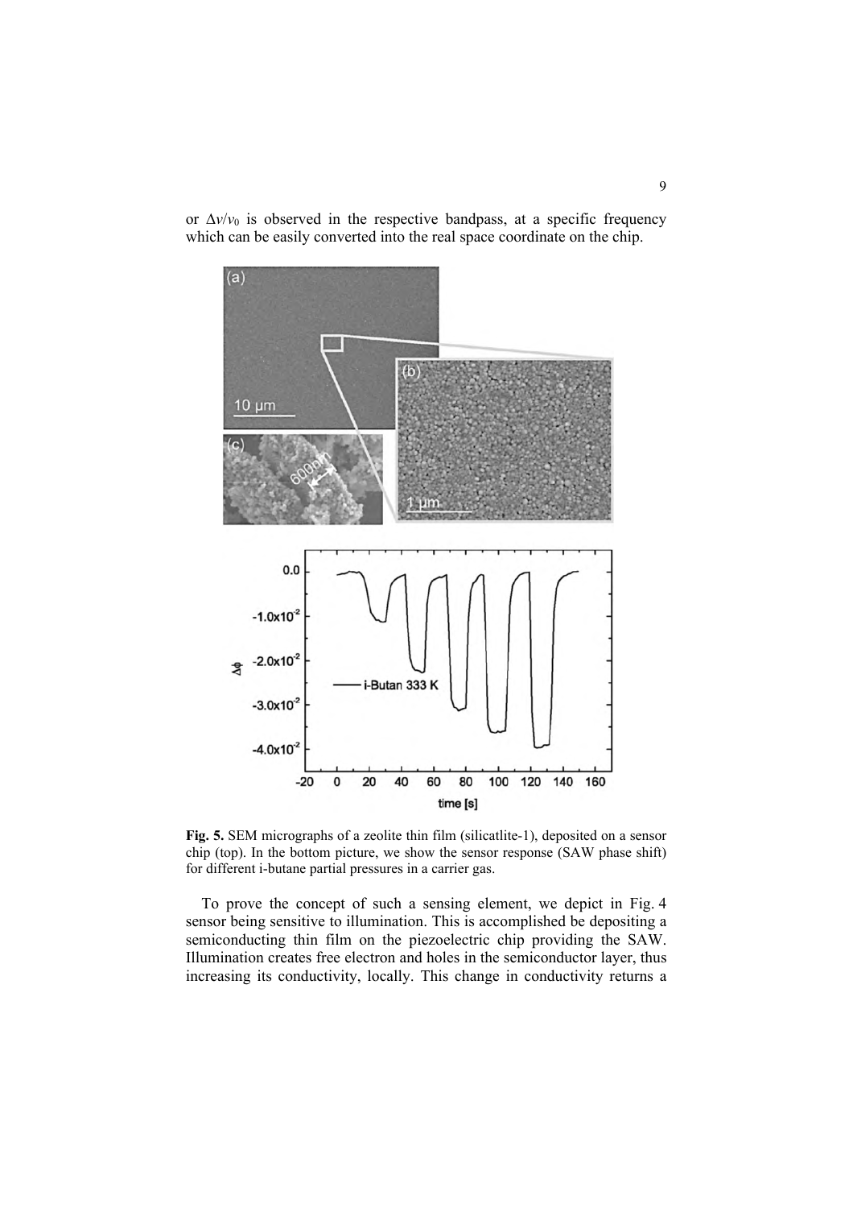or $\Delta v/v_0$ is observed in the respective bandpass, at a specific frequency which can be easily converted into the real space coordinate on the chip.

**Fig. 5.** SEM micrographs of a zeolite thin film (silicatlite-1), deposited on a sensor chip (top). In the bottom picture, we show the sensor response (SAW phase shift) for different i-butane partial pressures in a carrier gas.

To prove the concept of such a sensing element, we depict in Fig. 4 sensor being sensitive to illumination. This is accomplished be depositing a semiconducting thin film on the piezoelectric chip providing the SAW. Illumination creates free electron and holes in the semiconductor layer, thus increasing its conductivity, locally. This change in conductivity returns a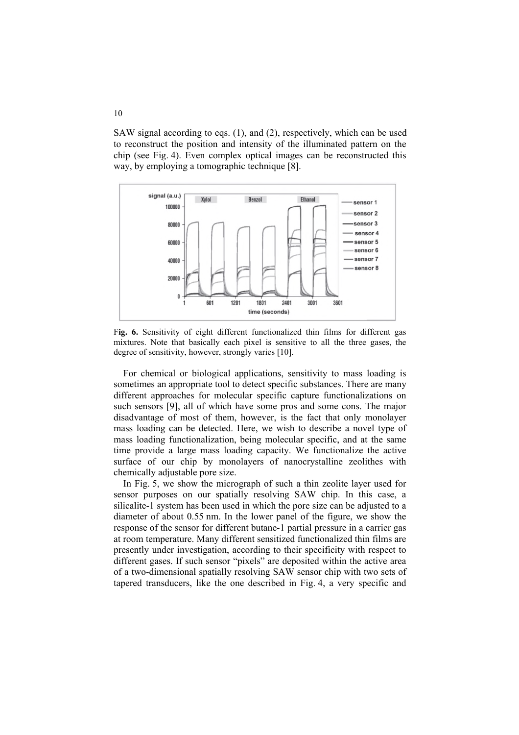SAW signal according to eqs. (1), and (2), respectively, which can be used to reconstruct the position and intensity of the illuminated pattern on the chip (see Fig. 4). Even complex optical images can be reconstructed this way, by employing a tomographic technique [8].

**Fig. 6.** Sensitivity of eight different functionalized thin films for different gas mixtures. Note that basically each pixel is sensitive to all the three gases, the degree of sensitivity, however, strongly varies [10].

For chemical or biological applications, sensitivity to mass loading is sometimes an appropriate tool to detect specific substances. There are many different approaches for molecular specific capture functionalizations on such sensors [9], all of which have some pros and some cons. The major disadvantage of most of them, however, is the fact that only monolayer mass loading can be detected. Here, we wish to describe a novel type of mass loading functionalization, being molecular specific, and at the same time provide a large mass loading capacity. We functionalize the active surface of our chip by monolayers of nanocrystalline zeolithes with chemically adjustable pore size.

In Fig. 5, we show the micrograph of such a thin zeolite layer used for sensor purposes on our spatially resolving SAW chip. In this case, a silicalite-1 system has been used in which the pore size can be adjusted to a diameter of about 0.55 nm. In the lower panel of the figure, we show the response of the sensor for different butane-1 partial pressure in a carrier gas at room temperature. Many different sensitized functionalized thin films are presently under investigation, according to their specificity with respect to different gases. If such sensor "pixels" are deposited within the active area of a two-dimensional spatially resolving SAW sensor chip with two sets of tapered transducers, like the one described in Fig. 4, a very specific and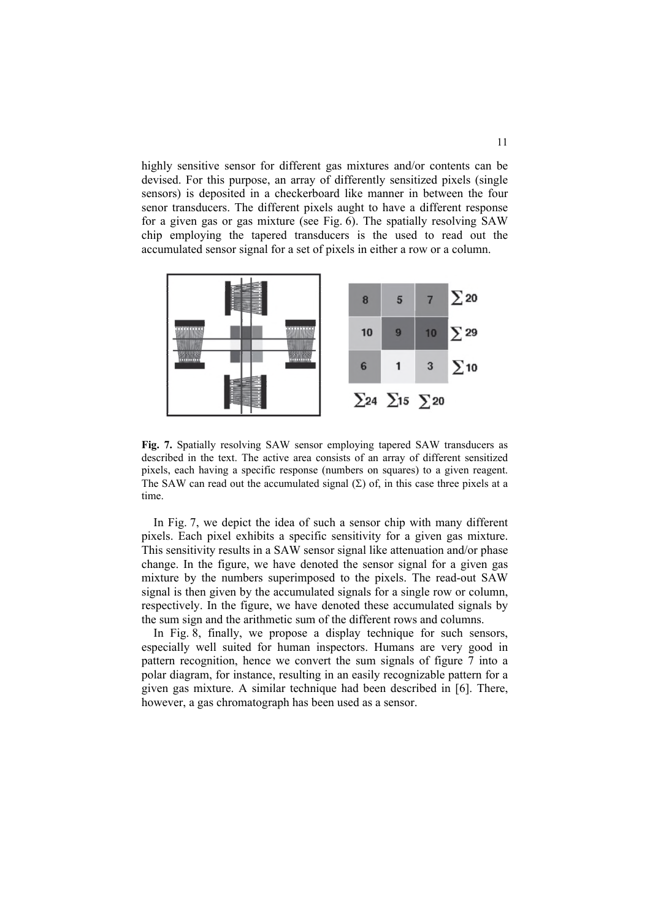highly sensitive sensor for different gas mixtures and/or contents can be devised. For this purpose, an array of differently sensitized pixels (single sensors) is deposited in a checkerboard like manner in between the four senor transducers. The different pixels aught to have a different response for a given gas or gas mixture (see Fig. 6). The spatially resolving SAW chip employing the tapered transducers is the used to read out the accumulated sensor signal for a set of pixels in either a row or a column.

**Fig. 7.** Spatially resolving SAW sensor employing tapered SAW transducers as described in the text. The active area consists of an array of different sensitized pixels, each having a specific response (numbers on squares) to a given reagent. The SAW can read out the accumulated signal (Σ) of, in this case three pixels at a time.

In Fig. 7, we depict the idea of such a sensor chip with many different pixels. Each pixel exhibits a specific sensitivity for a given gas mixture. This sensitivity results in a SAW sensor signal like attenuation and/or phase change. In the figure, we have denoted the sensor signal for a given gas mixture by the numbers superimposed to the pixels. The read-out SAW signal is then given by the accumulated signals for a single row or column, respectively. In the figure, we have denoted these accumulated signals by the sum sign and the arithmetic sum of the different rows and columns.

In Fig. 8, finally, we propose a display technique for such sensors, especially well suited for human inspectors. Humans are very good in pattern recognition, hence we convert the sum signals of figure 7 into a polar diagram, for instance, resulting in an easily recognizable pattern for a given gas mixture. A similar technique had been described in [6]. There, however, a gas chromatograph has been used as a sensor.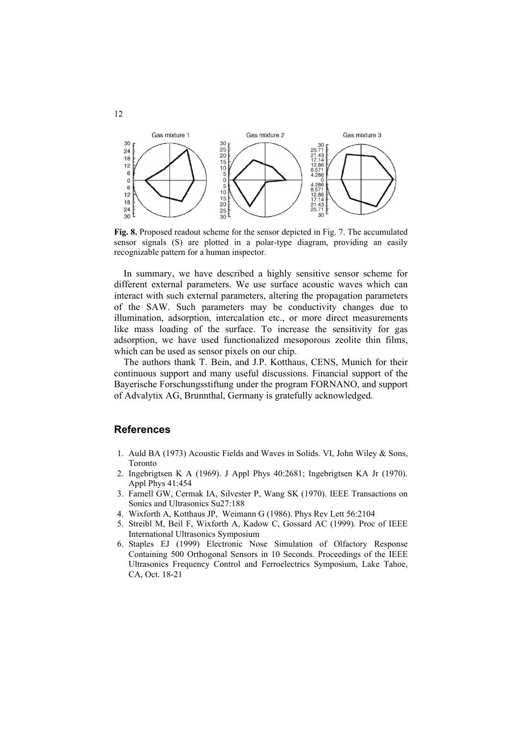**Fig. 8.** Proposed readout scheme for the sensor depicted in Fig. 7. The accumulated sensor signals (S) are plotted in a polar-type diagram, providing an easily recognizable pattern for a human inspector.

In summary, we have described a highly sensitive sensor scheme for different external parameters. We use surface acoustic waves which can interact with such external parameters, altering the propagation parameters of the SAW. Such parameters may be conductivity changes due to illumination, adsorption, intercalation etc., or more direct measurements like mass loading of the surface. To increase the sensitivity for gas adsorption, we have used functionalized mesoporous zeolite thin films, which can be used as sensor pixels on our chip.

The authors thank T. Bein, and J.P. Kotthaus, CENS, Munich for their continuous support and many useful discussions. Financial support of the Bayerische Forschungsstiftung under the program FORNANO, and support of Advalytix AG, Brunnthal, Germany is gratefully acknowledged.

## References

1. Auld BA (1973) Acoustic Fields and Waves in Solids. VI, John Wiley & Sons, Toronto
2. Ingebrigtsen K A (1969). J Appl Phys 40:2681; Ingebrigtsen KA Jr (1970). Appl Phys 41:454
3. Farnell GW, Cermak IA, Silvester P, Wang SK (1970). IEEE Transactions on Sonics and Ultrasonics Su27:188
4. Wixforth A, Kotthaus JP, Weimann G (1986). Phys Rev Lett 56:2104
5. Streibl M, Beil F, Wixforth A, Kadow C, Gossard AC (1999). Proc of IEEE International Ultrasonics Symposium
6. Staples EJ (1999) Electronic Nose Simulation of Olfactory Response Containing 500 Orthogonal Sensors in 10 Seconds. Proceedings of the IEEE Ultrasonics Frequency Control and Ferroelectrics Symposium, Lake Tahoe, CA, Oct. 18-21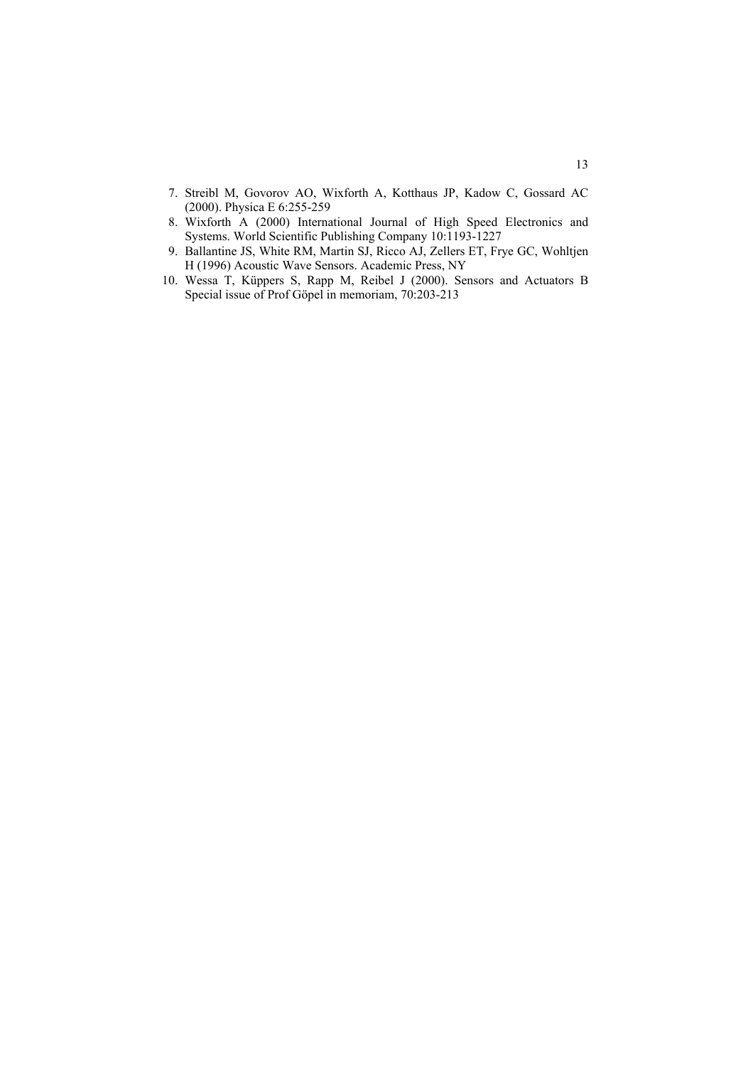7. Streibl M, Govorov AO, Wixforth A, Kotthaus JP, Kadow C, Gossard AC (2000). Physica E 6:255-259
8. Wixforth A (2000) International Journal of High Speed Electronics and Systems. World Scientific Publishing Company 10:1193-1227
9. Ballantine JS, White RM, Martin SJ, Ricco AJ, Zellers ET, Frye GC, Wohltjen H (1996) Acoustic Wave Sensors. Academic Press, NY
10. Wessa T, Küppers S, Rapp M, Reibel J (2000). Sensors and Actuators B Special issue of Prof Göpel in memoriam, 70:203-213